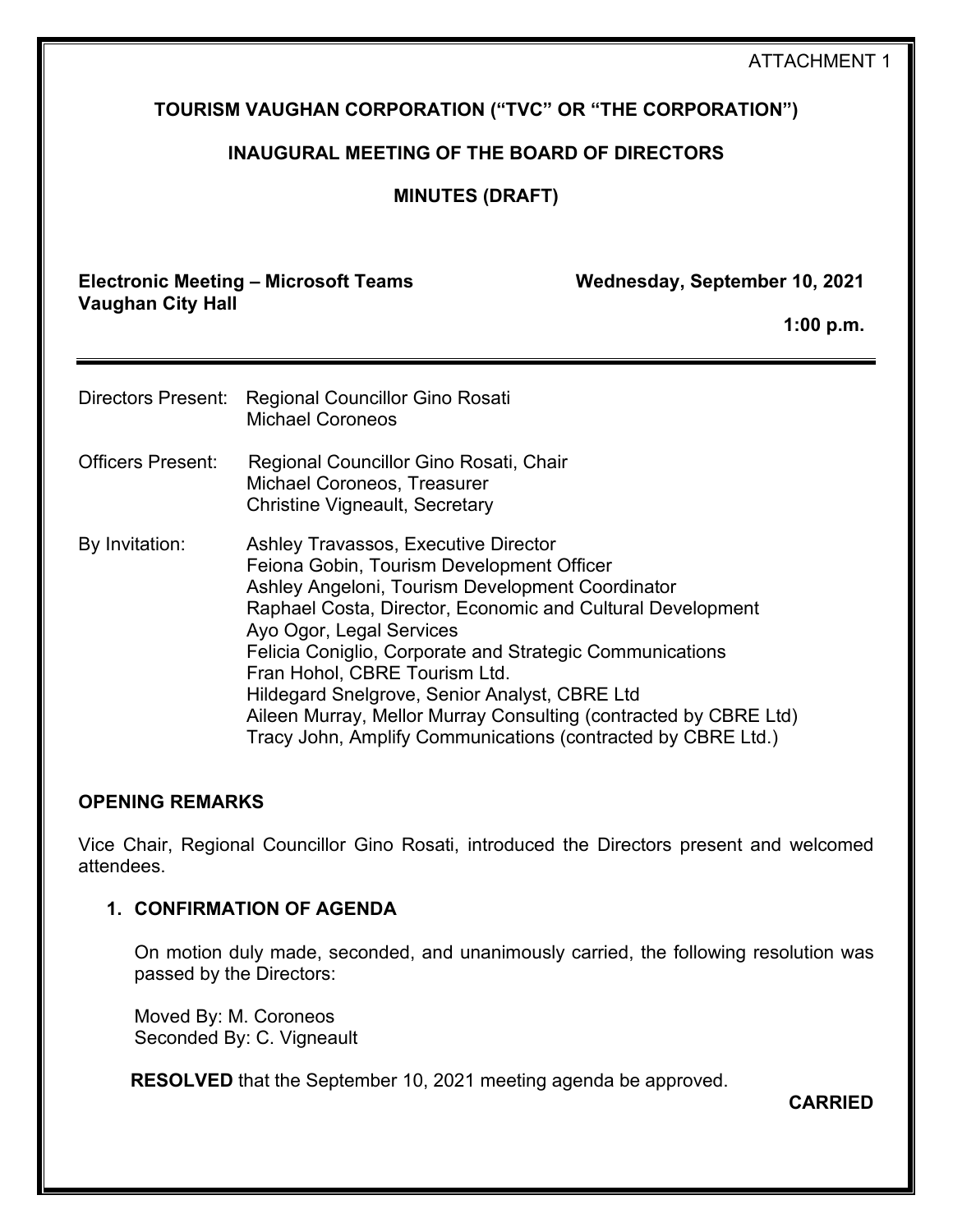ATTACHMENT 1

**TOURISM VAUGHAN CORPORATION ("TVC" OR "THE CORPORATION")**

**INAUGURAL MEETING OF THE BOARD OF DIRECTORS**

**MINUTES (DRAFT)**

**Electronic Meeting – Microsoft Teams**
**Vaughan City Hall**

**Wednesday, September 10, 2021**

**1:00 p.m.**

---

Directors Present: Regional Councillor Gino Rosati
Michael Coroneos

Officers Present: Regional Councillor Gino Rosati, Chair
Michael Coroneos, Treasurer
Christine Vigneault, Secretary

By Invitation: Ashley Travassos, Executive Director
Feiona Gobin, Tourism Development Officer
Ashley Angeloni, Tourism Development Coordinator
Raphael Costa, Director, Economic and Cultural Development
Ayo Ogor, Legal Services
Felicia Coniglio, Corporate and Strategic Communications
Fran Hohol, CBRE Tourism Ltd.
Hildegard Snelgrove, Senior Analyst, CBRE Ltd
Aileen Murray, Mellor Murray Consulting (contracted by CBRE Ltd)
Tracy John, Amplify Communications (contracted by CBRE Ltd.)

## OPENING REMARKS

Vice Chair, Regional Councillor Gino Rosati, introduced the Directors present and welcomed attendees.

### 1. CONFIRMATION OF AGENDA

On motion duly made, seconded, and unanimously carried, the following resolution was passed by the Directors:

Moved By: M. Coroneos
Seconded By: C. Vigneault

**RESOLVED** that the September 10, 2021 meeting agenda be approved.

**CARRIED**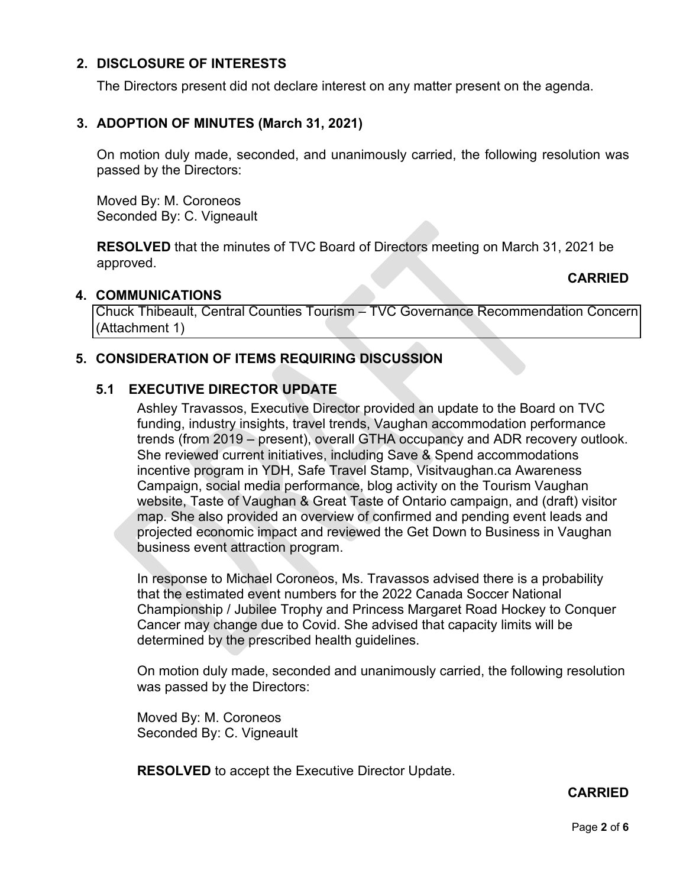## 2. DISCLOSURE OF INTERESTS

The Directors present did not declare interest on any matter present on the agenda.

## 3. ADOPTION OF MINUTES (March 31, 2021)

On motion duly made, seconded, and unanimously carried, the following resolution was passed by the Directors:

Moved By: M. Coroneos
Seconded By: C. Vigneault

**RESOLVED** that the minutes of TVC Board of Directors meeting on March 31, 2021 be approved.

**CARRIED**

## 4. COMMUNICATIONS

Chuck Thibeault, Central Counties Tourism – TVC Governance Recommendation Concern (Attachment 1)

## 5. CONSIDERATION OF ITEMS REQUIRING DISCUSSION

### 5.1 EXECUTIVE DIRECTOR UPDATE

Ashley Travassos, Executive Director provided an update to the Board on TVC funding, industry insights, travel trends, Vaughan accommodation performance trends (from 2019 – present), overall GTHA occupancy and ADR recovery outlook. She reviewed current initiatives, including Save & Spend accommodations incentive program in YDH, Safe Travel Stamp, Visitvaughan.ca Awareness Campaign, social media performance, blog activity on the Tourism Vaughan website, Taste of Vaughan & Great Taste of Ontario campaign, and (draft) visitor map. She also provided an overview of confirmed and pending event leads and projected economic impact and reviewed the Get Down to Business in Vaughan business event attraction program.

In response to Michael Coroneos, Ms. Travassos advised there is a probability that the estimated event numbers for the 2022 Canada Soccer National Championship / Jubilee Trophy and Princess Margaret Road Hockey to Conquer Cancer may change due to Covid. She advised that capacity limits will be determined by the prescribed health guidelines.

On motion duly made, seconded and unanimously carried, the following resolution was passed by the Directors:

Moved By: M. Coroneos
Seconded By: C. Vigneault

**RESOLVED** to accept the Executive Director Update.

**CARRIED**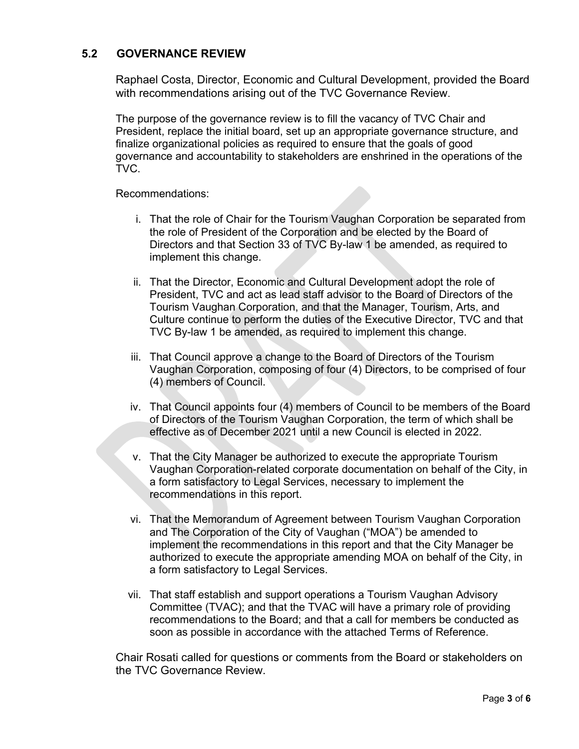## 5.2 GOVERNANCE REVIEW

Raphael Costa, Director, Economic and Cultural Development, provided the Board with recommendations arising out of the TVC Governance Review.

The purpose of the governance review is to fill the vacancy of TVC Chair and President, replace the initial board, set up an appropriate governance structure, and finalize organizational policies as required to ensure that the goals of good governance and accountability to stakeholders are enshrined in the operations of the TVC.

Recommendations:

i. That the role of Chair for the Tourism Vaughan Corporation be separated from the role of President of the Corporation and be elected by the Board of Directors and that Section 33 of TVC By-law 1 be amended, as required to implement this change.

ii. That the Director, Economic and Cultural Development adopt the role of President, TVC and act as lead staff advisor to the Board of Directors of the Tourism Vaughan Corporation, and that the Manager, Tourism, Arts, and Culture continue to perform the duties of the Executive Director, TVC and that TVC By-law 1 be amended, as required to implement this change.

iii. That Council approve a change to the Board of Directors of the Tourism Vaughan Corporation, composing of four (4) Directors, to be comprised of four (4) members of Council.

iv. That Council appoints four (4) members of Council to be members of the Board of Directors of the Tourism Vaughan Corporation, the term of which shall be effective as of December 2021 until a new Council is elected in 2022.

v. That the City Manager be authorized to execute the appropriate Tourism Vaughan Corporation-related corporate documentation on behalf of the City, in a form satisfactory to Legal Services, necessary to implement the recommendations in this report.

vi. That the Memorandum of Agreement between Tourism Vaughan Corporation and The Corporation of the City of Vaughan ("MOA") be amended to implement the recommendations in this report and that the City Manager be authorized to execute the appropriate amending MOA on behalf of the City, in a form satisfactory to Legal Services.

vii. That staff establish and support operations a Tourism Vaughan Advisory Committee (TVAC); and that the TVAC will have a primary role of providing recommendations to the Board; and that a call for members be conducted as soon as possible in accordance with the attached Terms of Reference.

Chair Rosati called for questions or comments from the Board or stakeholders on the TVC Governance Review.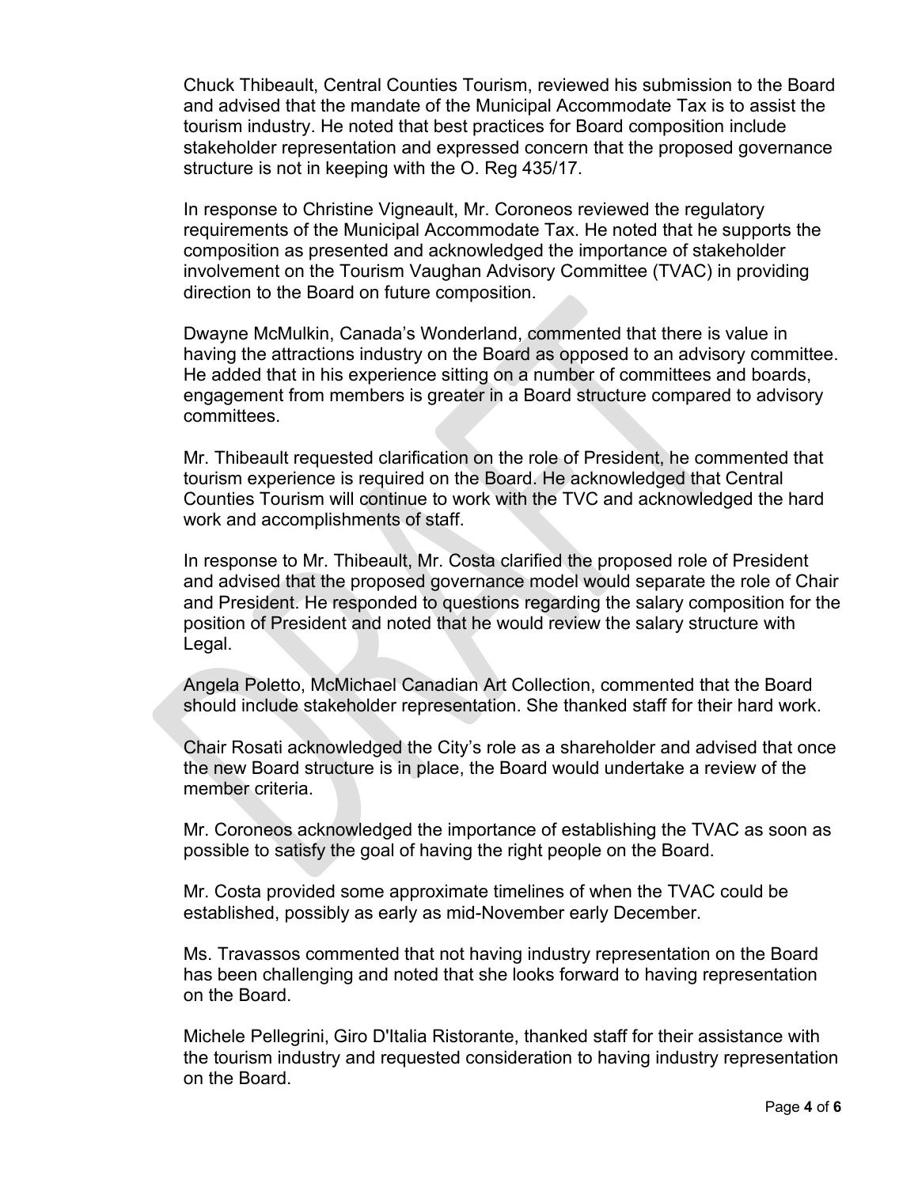Chuck Thibeault, Central Counties Tourism, reviewed his submission to the Board and advised that the mandate of the Municipal Accommodate Tax is to assist the tourism industry. He noted that best practices for Board composition include stakeholder representation and expressed concern that the proposed governance structure is not in keeping with the O. Reg 435/17.

In response to Christine Vigneault, Mr. Coroneos reviewed the regulatory requirements of the Municipal Accommodate Tax. He noted that he supports the composition as presented and acknowledged the importance of stakeholder involvement on the Tourism Vaughan Advisory Committee (TVAC) in providing direction to the Board on future composition.

Dwayne McMulkin, Canada's Wonderland, commented that there is value in having the attractions industry on the Board as opposed to an advisory committee. He added that in his experience sitting on a number of committees and boards, engagement from members is greater in a Board structure compared to advisory committees.

Mr. Thibeault requested clarification on the role of President, he commented that tourism experience is required on the Board. He acknowledged that Central Counties Tourism will continue to work with the TVC and acknowledged the hard work and accomplishments of staff.

In response to Mr. Thibeault, Mr. Costa clarified the proposed role of President and advised that the proposed governance model would separate the role of Chair and President. He responded to questions regarding the salary composition for the position of President and noted that he would review the salary structure with Legal.

Angela Poletto, McMichael Canadian Art Collection, commented that the Board should include stakeholder representation. She thanked staff for their hard work.

Chair Rosati acknowledged the City's role as a shareholder and advised that once the new Board structure is in place, the Board would undertake a review of the member criteria.

Mr. Coroneos acknowledged the importance of establishing the TVAC as soon as possible to satisfy the goal of having the right people on the Board.

Mr. Costa provided some approximate timelines of when the TVAC could be established, possibly as early as mid-November early December.

Ms. Travassos commented that not having industry representation on the Board has been challenging and noted that she looks forward to having representation on the Board.

Michele Pellegrini, Giro D'Italia Ristorante, thanked staff for their assistance with the tourism industry and requested consideration to having industry representation on the Board.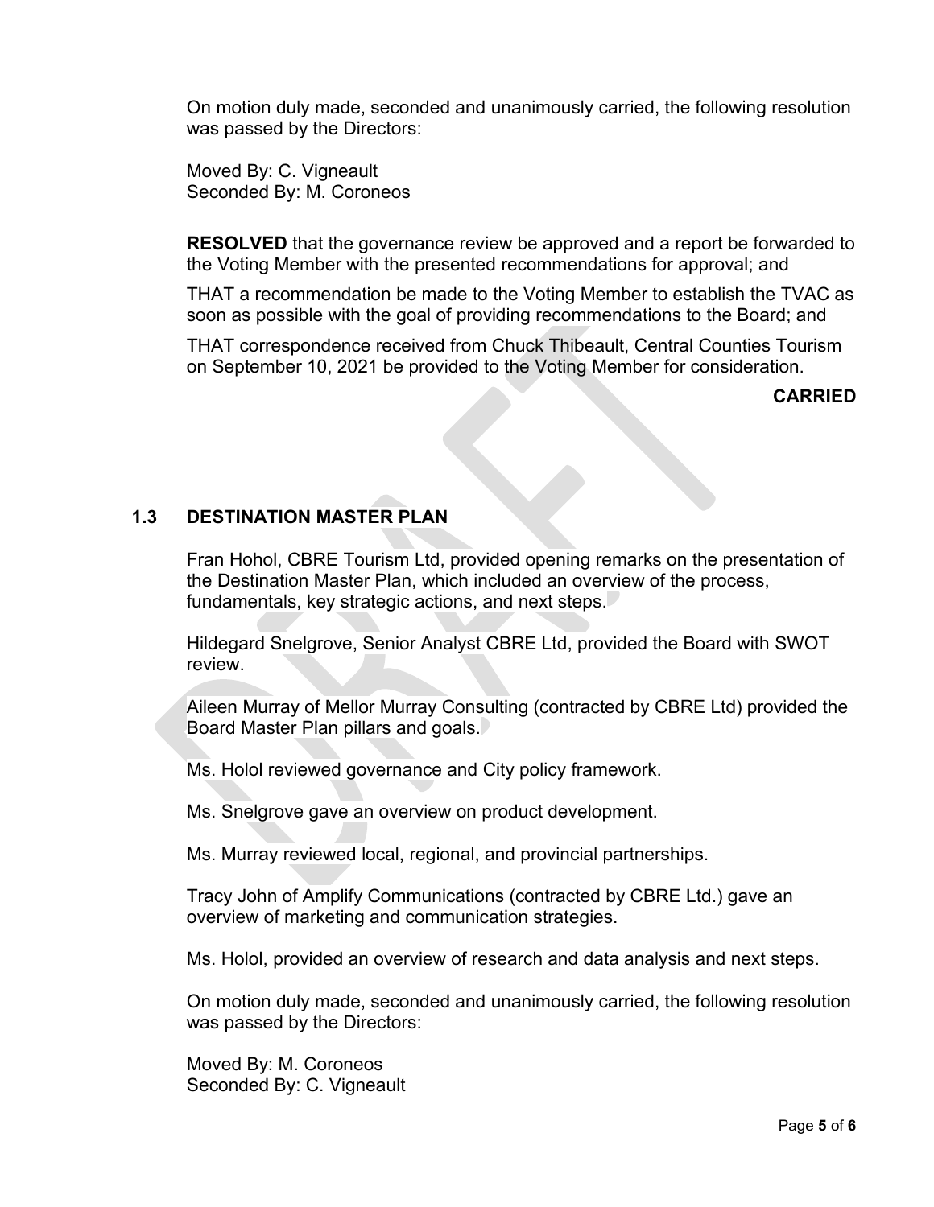On motion duly made, seconded and unanimously carried, the following resolution was passed by the Directors:

Moved By: C. Vigneault
Seconded By: M. Coroneos

**RESOLVED** that the governance review be approved and a report be forwarded to the Voting Member with the presented recommendations for approval; and

THAT a recommendation be made to the Voting Member to establish the TVAC as soon as possible with the goal of providing recommendations to the Board; and

THAT correspondence received from Chuck Thibeault, Central Counties Tourism on September 10, 2021 be provided to the Voting Member for consideration.

**CARRIED**

### 1.3 DESTINATION MASTER PLAN

Fran Hohol, CBRE Tourism Ltd, provided opening remarks on the presentation of the Destination Master Plan, which included an overview of the process, fundamentals, key strategic actions, and next steps.

Hildegard Snelgrove, Senior Analyst CBRE Ltd, provided the Board with SWOT review.

Aileen Murray of Mellor Murray Consulting (contracted by CBRE Ltd) provided the Board Master Plan pillars and goals.

Ms. Holol reviewed governance and City policy framework.

Ms. Snelgrove gave an overview on product development.

Ms. Murray reviewed local, regional, and provincial partnerships.

Tracy John of Amplify Communications (contracted by CBRE Ltd.) gave an overview of marketing and communication strategies.

Ms. Holol, provided an overview of research and data analysis and next steps.

On motion duly made, seconded and unanimously carried, the following resolution was passed by the Directors:

Moved By: M. Coroneos
Seconded By: C. Vigneault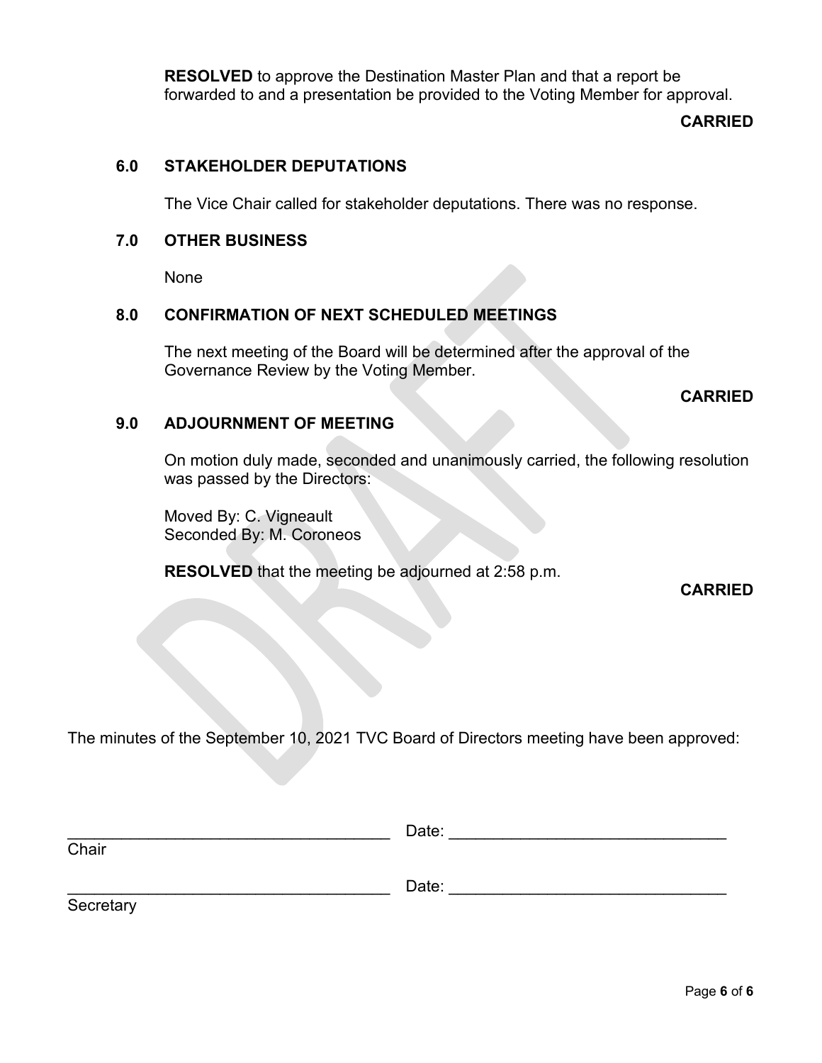**RESOLVED** to approve the Destination Master Plan and that a report be forwarded to and a presentation be provided to the Voting Member for approval.

**CARRIED**

## 6.0 STAKEHOLDER DEPUTATIONS

The Vice Chair called for stakeholder deputations. There was no response.

## 7.0 OTHER BUSINESS

None

## 8.0 CONFIRMATION OF NEXT SCHEDULED MEETINGS

The next meeting of the Board will be determined after the approval of the Governance Review by the Voting Member.

**CARRIED**

## 9.0 ADJOURNMENT OF MEETING

On motion duly made, seconded and unanimously carried, the following resolution was passed by the Directors:

Moved By: C. Vigneault
Seconded By: M. Coroneos

**RESOLVED** that the meeting be adjourned at 2:58 p.m.

**CARRIED**

The minutes of the September 10, 2021 TVC Board of Directors meeting have been approved:

___________________________________ Date: ______________________________
Chair

___________________________________ Date: ______________________________
Secretary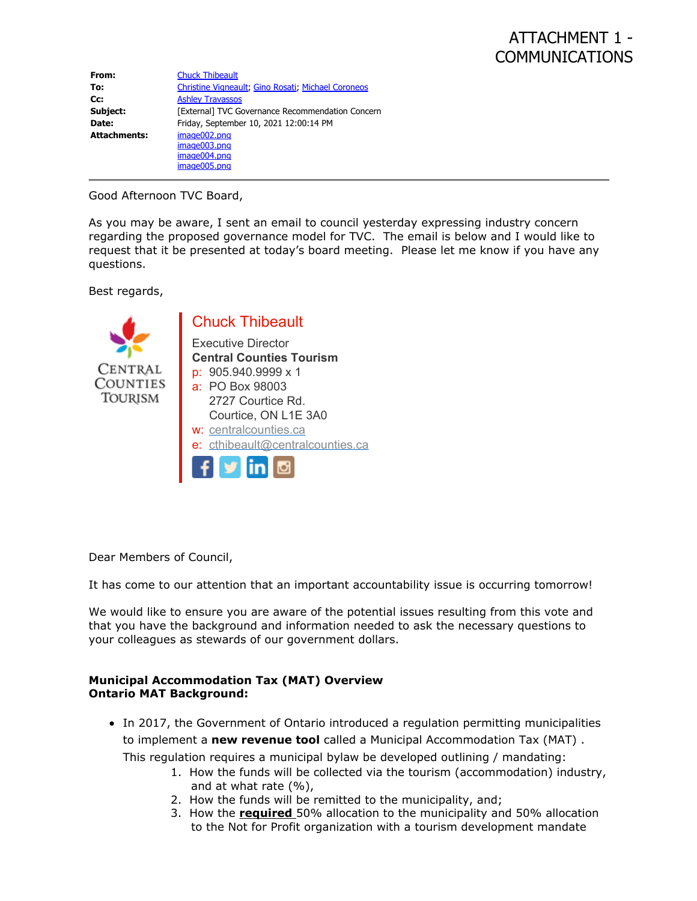# ATTACHMENT 1 - COMMUNICATIONS

**From:** Chuck Thibeault
**To:** Christine Vigneault; Gino Rosati; Michael Coroneos
**Cc:** Ashley Travassos
**Subject:** [External] TVC Governance Recommendation Concern
**Date:** Friday, September 10, 2021 12:00:14 PM
**Attachments:** image002.png
image003.png
image004.png
image005.png

---

Good Afternoon TVC Board,

As you may be aware, I sent an email to council yesterday expressing industry concern regarding the proposed governance model for TVC. The email is below and I would like to request that it be presented at today's board meeting. Please let me know if you have any questions.

Best regards,

Chuck Thibeault
Executive Director
**Central Counties Tourism**
p: 905.940.9999 x 1
a: PO Box 98003
2727 Courtice Rd.
Courtice, ON L1E 3A0
w: centralcounties.ca
e: cthibeault@centralcounties.ca

Dear Members of Council,

It has come to our attention that an important accountability issue is occurring tomorrow!

We would like to ensure you are aware of the potential issues resulting from this vote and that you have the background and information needed to ask the necessary questions to your colleagues as stewards of our government dollars.

**Municipal Accommodation Tax (MAT) Overview**
**Ontario MAT Background:**

- In 2017, the Government of Ontario introduced a regulation permitting municipalities to implement a **new revenue tool** called a Municipal Accommodation Tax (MAT) . This regulation requires a municipal bylaw be developed outlining / mandating:
    1. How the funds will be collected via the tourism (accommodation) industry, and at what rate (%),
    2. How the funds will be remitted to the municipality, and;
    3. How the **required** 50% allocation to the municipality and 50% allocation to the Not for Profit organization with a tourism development mandate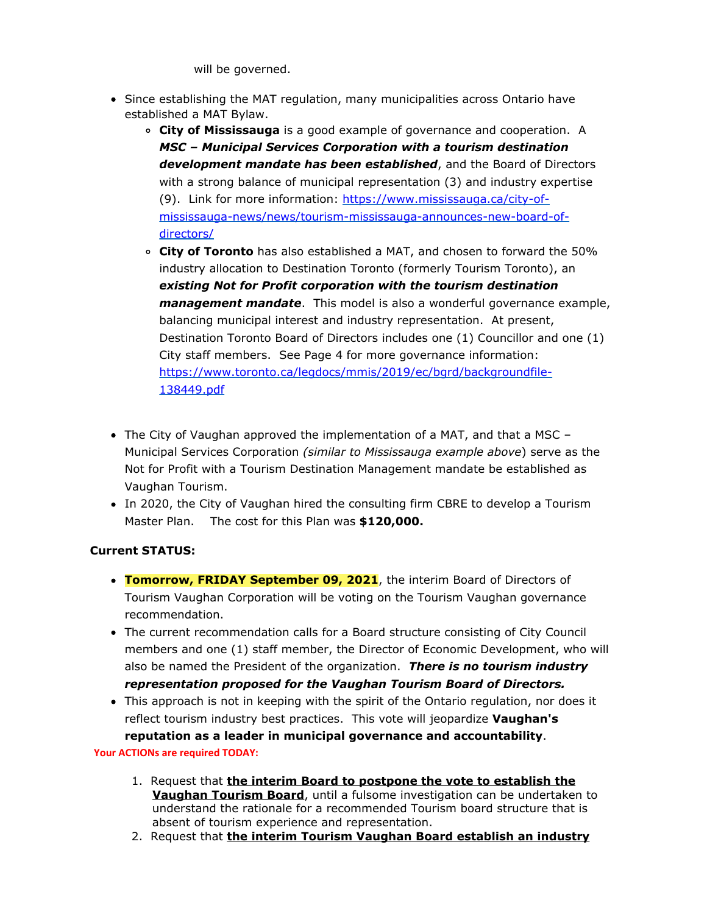will be governed.

- Since establishing the MAT regulation, many municipalities across Ontario have established a MAT Bylaw.
  - **City of Mississauga** is a good example of governance and cooperation. A ***MSC – Municipal Services Corporation with a tourism destination development mandate has been established***, and the Board of Directors with a strong balance of municipal representation (3) and industry expertise (9). Link for more information: [https://www.mississauga.ca/city-of-mississauga-news/news/tourism-mississauga-announces-new-board-of-directors/](https://www.mississauga.ca/city-of-mississauga-news/news/tourism-mississauga-announces-new-board-of-directors/)
  - **City of Toronto** has also established a MAT, and chosen to forward the 50% industry allocation to Destination Toronto (formerly Tourism Toronto), an ***existing Not for Profit corporation with the tourism destination management mandate***. This model is also a wonderful governance example, balancing municipal interest and industry representation. At present, Destination Toronto Board of Directors includes one (1) Councillor and one (1) City staff members. See Page 4 for more governance information: [https://www.toronto.ca/legdocs/mmis/2019/ec/bgrd/backgroundfile-138449.pdf](https://www.toronto.ca/legdocs/mmis/2019/ec/bgrd/backgroundfile-138449.pdf)

- The City of Vaughan approved the implementation of a MAT, and that a MSC – Municipal Services Corporation *(similar to Mississauga example above*) serve as the Not for Profit with a Tourism Destination Management mandate be established as Vaughan Tourism.
- In 2020, the City of Vaughan hired the consulting firm CBRE to develop a Tourism Master Plan. The cost for this Plan was **$120,000.**

**Current STATUS:**

- **Tomorrow, FRIDAY September 09, 2021**, the interim Board of Directors of Tourism Vaughan Corporation will be voting on the Tourism Vaughan governance recommendation.
- The current recommendation calls for a Board structure consisting of City Council members and one (1) staff member, the Director of Economic Development, who will also be named the President of the organization. ***There is no tourism industry representation proposed for the Vaughan Tourism Board of Directors.***
- This approach is not in keeping with the spirit of the Ontario regulation, nor does it reflect tourism industry best practices. This vote will jeopardize **Vaughan's reputation as a leader in municipal governance and accountability**.

**Your ACTIONs are required TODAY:**

1. Request that **the interim Board to postpone the vote to establish the Vaughan Tourism Board**, until a fulsome investigation can be undertaken to understand the rationale for a recommended Tourism board structure that is absent of tourism experience and representation.
2. Request that **the interim Tourism Vaughan Board establish an industry**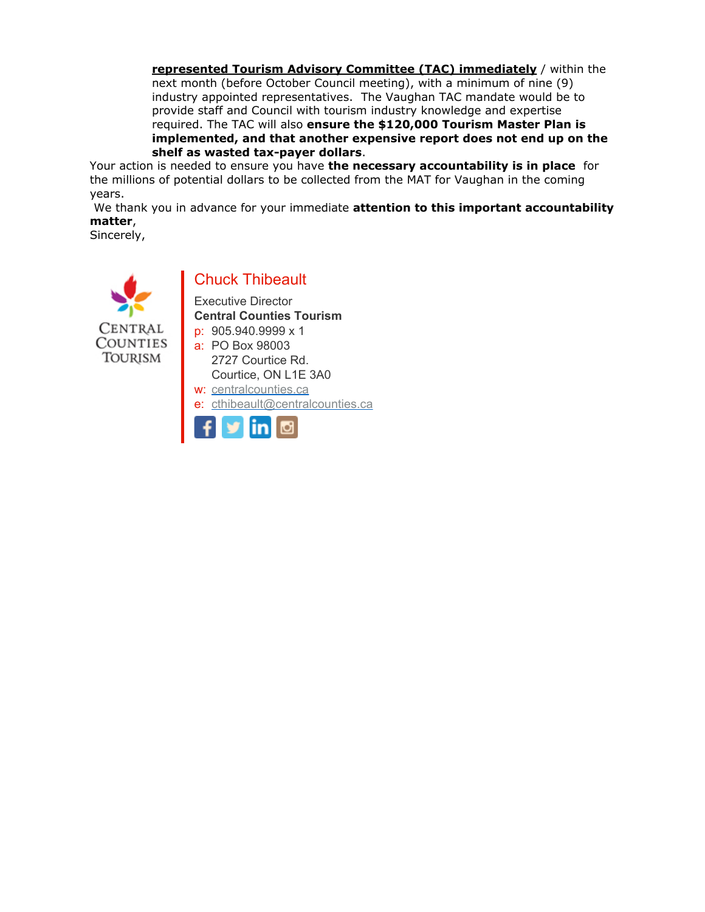**represented Tourism Advisory Committee (TAC) immediately** / within the next month (before October Council meeting), with a minimum of nine (9) industry appointed representatives. The Vaughan TAC mandate would be to provide staff and Council with tourism industry knowledge and expertise required. The TAC will also **ensure the $120,000 Tourism Master Plan is implemented, and that another expensive report does not end up on the shelf as wasted tax-payer dollars**.

Your action is needed to ensure you have **the necessary accountability is in place** for the millions of potential dollars to be collected from the MAT for Vaughan in the coming years.

We thank you in advance for your immediate **attention to this important accountability matter**,

Sincerely,

Central Counties Tourism

Chuck Thibeault

Executive Director
**Central Counties Tourism**
p: 905.940.9999 x 1
a: PO Box 98003
2727 Courtice Rd.
Courtice, ON L1E 3A0
w: centralcounties.ca
e: cthibeault@centralcounties.ca